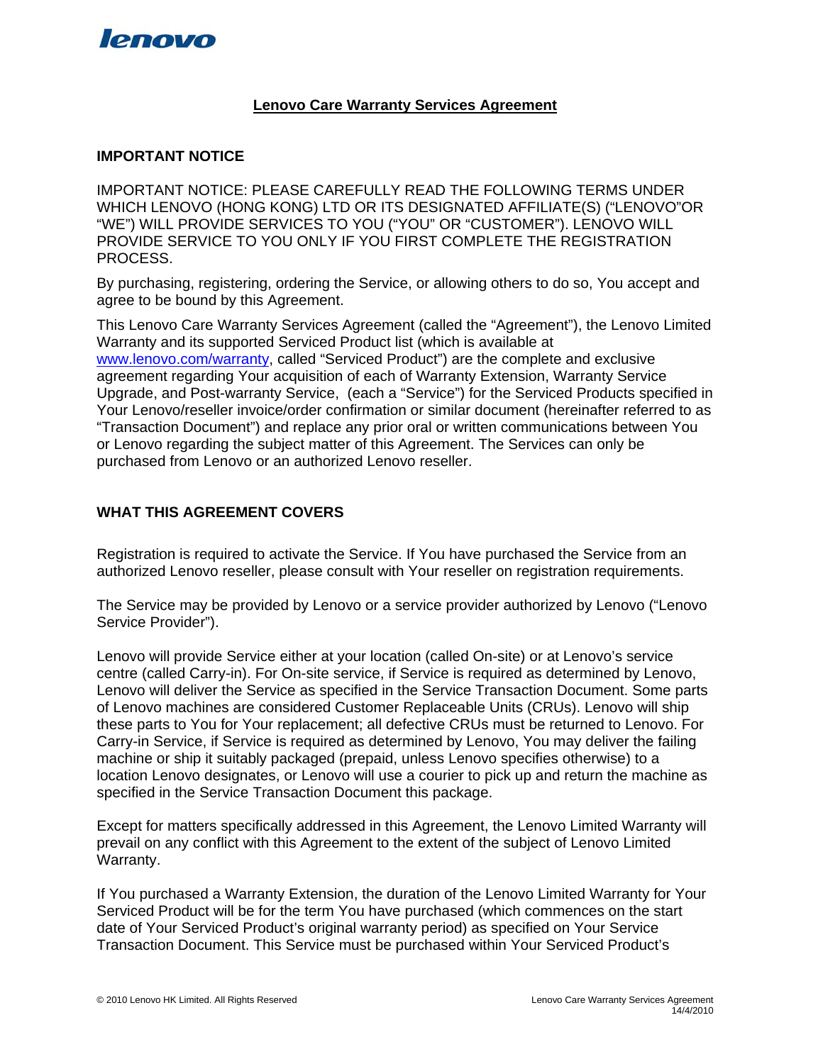# Lenovo Care Warranty Services Agreement

## IMPORTANT NOTICE

IMPORTANT NOTICE: PLEASE CAREFULLY READ THE FOLLOWING TERMS UNDER WHICH LENOVO (HONG KONG) LTD OR ITS DESIGNATED AFFILIATE(S) ("LENOVO"OR "WE") WILL PROVIDE SERVICES TO YOU ("YOU" OR "CUSTOMER"). LENOVO WILL PROVIDE SERVICE TO YOU ONLY IF YOU FIRST COMPLETE THE REGISTRATION PROCESS.

By purchasing, registering, ordering the Service, or allowing others to do so, You accept and agree to be bound by this Agreement.

This Lenovo Care Warranty Services Agreement (called the "Agreement"), the Lenovo Limited Warranty and its supported Serviced Product list (which is available at [www.lenovo.com/warranty](www.lenovo.com/warranty), called "Serviced Product") are the complete and exclusive agreement regarding Your acquisition of each of Warranty Extension, Warranty Service Upgrade, and Post-warranty Service, (each a "Service") for the Serviced Products specified in Your Lenovo/reseller invoice/order confirmation or similar document (hereinafter referred to as "Transaction Document") and replace any prior oral or written communications between You or Lenovo regarding the subject matter of this Agreement. The Services can only be purchased from Lenovo or an authorized Lenovo reseller.

## WHAT THIS AGREEMENT COVERS

Registration is required to activate the Service. If You have purchased the Service from an authorized Lenovo reseller, please consult with Your reseller on registration requirements.

The Service may be provided by Lenovo or a service provider authorized by Lenovo ("Lenovo Service Provider").

Lenovo will provide Service either at your location (called On-site) or at Lenovo's service centre (called Carry-in). For On-site service, if Service is required as determined by Lenovo, Lenovo will deliver the Service as specified in the Service Transaction Document. Some parts of Lenovo machines are considered Customer Replaceable Units (CRUs). Lenovo will ship these parts to You for Your replacement; all defective CRUs must be returned to Lenovo. For Carry-in Service, if Service is required as determined by Lenovo, You may deliver the failing machine or ship it suitably packaged (prepaid, unless Lenovo specifies otherwise) to a location Lenovo designates, or Lenovo will use a courier to pick up and return the machine as specified in the Service Transaction Document this package.

Except for matters specifically addressed in this Agreement, the Lenovo Limited Warranty will prevail on any conflict with this Agreement to the extent of the subject of Lenovo Limited Warranty.

If You purchased a Warranty Extension, the duration of the Lenovo Limited Warranty for Your Serviced Product will be for the term You have purchased (which commences on the start date of Your Serviced Product's original warranty period) as specified on Your Service Transaction Document. This Service must be purchased within Your Serviced Product's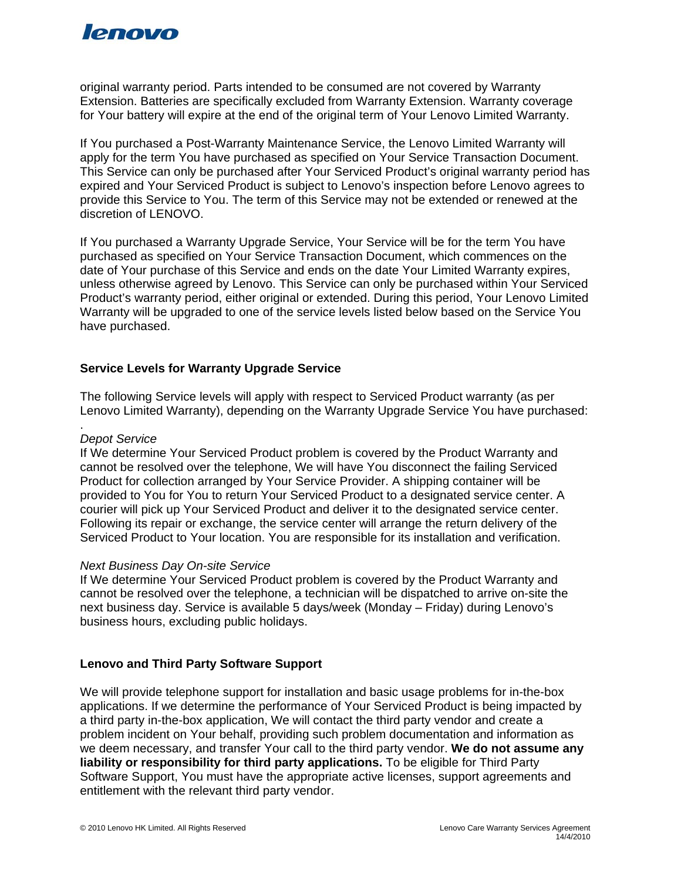original warranty period. Parts intended to be consumed are not covered by Warranty Extension. Batteries are specifically excluded from Warranty Extension. Warranty coverage for Your battery will expire at the end of the original term of Your Lenovo Limited Warranty.

If You purchased a Post-Warranty Maintenance Service, the Lenovo Limited Warranty will apply for the term You have purchased as specified on Your Service Transaction Document. This Service can only be purchased after Your Serviced Product's original warranty period has expired and Your Serviced Product is subject to Lenovo's inspection before Lenovo agrees to provide this Service to You. The term of this Service may not be extended or renewed at the discretion of LENOVO.

If You purchased a Warranty Upgrade Service, Your Service will be for the term You have purchased as specified on Your Service Transaction Document, which commences on the date of Your purchase of this Service and ends on the date Your Limited Warranty expires, unless otherwise agreed by Lenovo. This Service can only be purchased within Your Serviced Product's warranty period, either original or extended. During this period, Your Lenovo Limited Warranty will be upgraded to one of the service levels listed below based on the Service You have purchased.

**Service Levels for Warranty Upgrade Service**

The following Service levels will apply with respect to Serviced Product warranty (as per Lenovo Limited Warranty), depending on the Warranty Upgrade Service You have purchased:

.

*Depot Service*

If We determine Your Serviced Product problem is covered by the Product Warranty and cannot be resolved over the telephone, We will have You disconnect the failing Serviced Product for collection arranged by Your Service Provider. A shipping container will be provided to You for You to return Your Serviced Product to a designated service center. A courier will pick up Your Serviced Product and deliver it to the designated service center. Following its repair or exchange, the service center will arrange the return delivery of the Serviced Product to Your location. You are responsible for its installation and verification.

*Next Business Day On-site Service*

If We determine Your Serviced Product problem is covered by the Product Warranty and cannot be resolved over the telephone, a technician will be dispatched to arrive on-site the next business day. Service is available 5 days/week (Monday – Friday) during Lenovo's business hours, excluding public holidays.

**Lenovo and Third Party Software Support**

We will provide telephone support for installation and basic usage problems for in-the-box applications. If we determine the performance of Your Serviced Product is being impacted by a third party in-the-box application, We will contact the third party vendor and create a problem incident on Your behalf, providing such problem documentation and information as we deem necessary, and transfer Your call to the third party vendor. **We do not assume any liability or responsibility for third party applications.** To be eligible for Third Party Software Support, You must have the appropriate active licenses, support agreements and entitlement with the relevant third party vendor.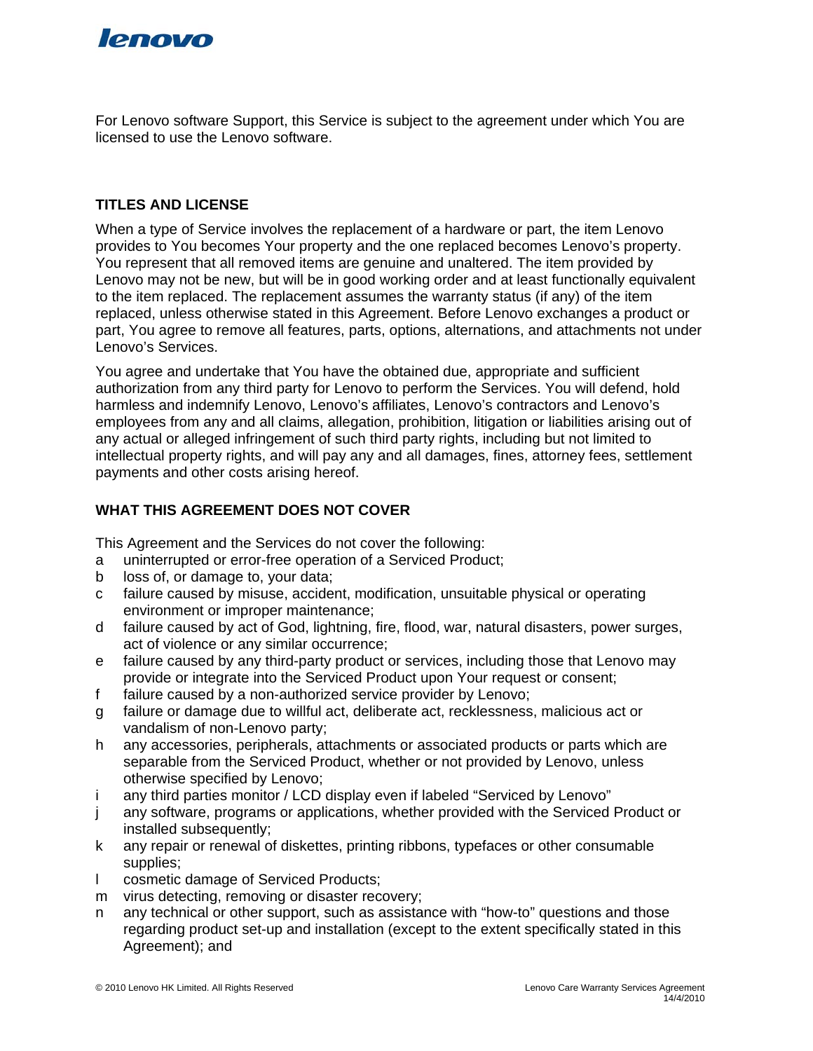For Lenovo software Support, this Service is subject to the agreement under which You are licensed to use the Lenovo software.

## TITLES AND LICENSE

When a type of Service involves the replacement of a hardware or part, the item Lenovo provides to You becomes Your property and the one replaced becomes Lenovo's property. You represent that all removed items are genuine and unaltered. The item provided by Lenovo may not be new, but will be in good working order and at least functionally equivalent to the item replaced. The replacement assumes the warranty status (if any) of the item replaced, unless otherwise stated in this Agreement. Before Lenovo exchanges a product or part, You agree to remove all features, parts, options, alternations, and attachments not under Lenovo's Services.

You agree and undertake that You have the obtained due, appropriate and sufficient authorization from any third party for Lenovo to perform the Services. You will defend, hold harmless and indemnify Lenovo, Lenovo's affiliates, Lenovo's contractors and Lenovo's employees from any and all claims, allegation, prohibition, litigation or liabilities arising out of any actual or alleged infringement of such third party rights, including but not limited to intellectual property rights, and will pay any and all damages, fines, attorney fees, settlement payments and other costs arising hereof.

## WHAT THIS AGREEMENT DOES NOT COVER

This Agreement and the Services do not cover the following:

- a uninterrupted or error-free operation of a Serviced Product;
- b loss of, or damage to, your data;
- c failure caused by misuse, accident, modification, unsuitable physical or operating environment or improper maintenance;
- d failure caused by act of God, lightning, fire, flood, war, natural disasters, power surges, act of violence or any similar occurrence;
- e failure caused by any third-party product or services, including those that Lenovo may provide or integrate into the Serviced Product upon Your request or consent;
- f failure caused by a non-authorized service provider by Lenovo;
- g failure or damage due to willful act, deliberate act, recklessness, malicious act or vandalism of non-Lenovo party;
- h any accessories, peripherals, attachments or associated products or parts which are separable from the Serviced Product, whether or not provided by Lenovo, unless otherwise specified by Lenovo;
- i any third parties monitor / LCD display even if labeled "Serviced by Lenovo"
- j any software, programs or applications, whether provided with the Serviced Product or installed subsequently;
- k any repair or renewal of diskettes, printing ribbons, typefaces or other consumable supplies;
- l cosmetic damage of Serviced Products;
- m virus detecting, removing or disaster recovery;
- n any technical or other support, such as assistance with "how-to" questions and those regarding product set-up and installation (except to the extent specifically stated in this Agreement); and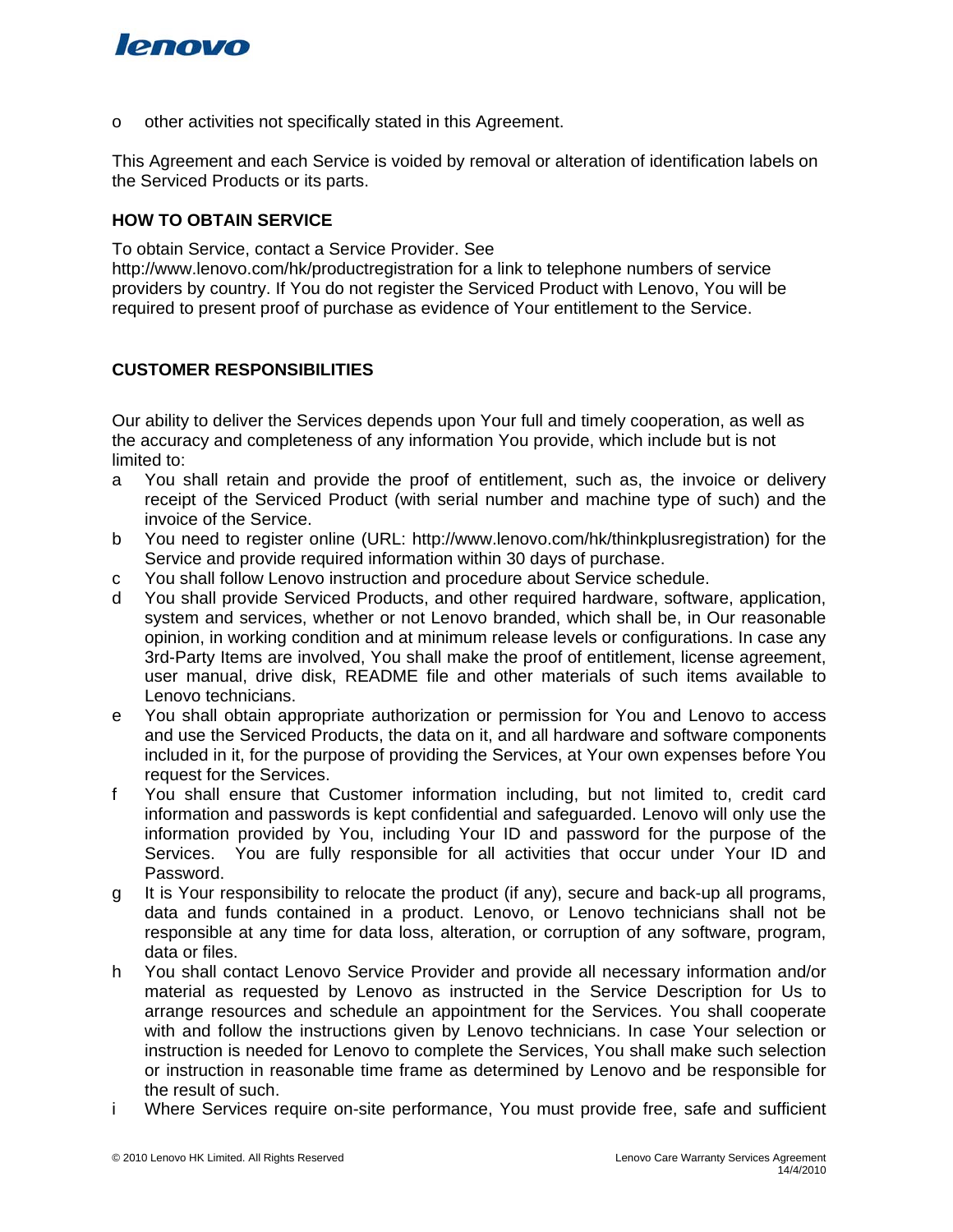o other activities not specifically stated in this Agreement.

This Agreement and each Service is voided by removal or alteration of identification labels on the Serviced Products or its parts.

## HOW TO OBTAIN SERVICE

To obtain Service, contact a Service Provider. See http://www.lenovo.com/hk/productregistration for a link to telephone numbers of service providers by country. If You do not register the Serviced Product with Lenovo, You will be required to present proof of purchase as evidence of Your entitlement to the Service.

## CUSTOMER RESPONSIBILITIES

Our ability to deliver the Services depends upon Your full and timely cooperation, as well as the accuracy and completeness of any information You provide, which include but is not limited to:

a You shall retain and provide the proof of entitlement, such as, the invoice or delivery receipt of the Serviced Product (with serial number and machine type of such) and the invoice of the Service.

b You need to register online (URL: http://www.lenovo.com/hk/thinkplusregistration) for the Service and provide required information within 30 days of purchase.

c You shall follow Lenovo instruction and procedure about Service schedule.

d You shall provide Serviced Products, and other required hardware, software, application, system and services, whether or not Lenovo branded, which shall be, in Our reasonable opinion, in working condition and at minimum release levels or configurations. In case any 3rd-Party Items are involved, You shall make the proof of entitlement, license agreement, user manual, drive disk, README file and other materials of such items available to Lenovo technicians.

e You shall obtain appropriate authorization or permission for You and Lenovo to access and use the Serviced Products, the data on it, and all hardware and software components included in it, for the purpose of providing the Services, at Your own expenses before You request for the Services.

f You shall ensure that Customer information including, but not limited to, credit card information and passwords is kept confidential and safeguarded. Lenovo will only use the information provided by You, including Your ID and password for the purpose of the Services. You are fully responsible for all activities that occur under Your ID and Password.

g It is Your responsibility to relocate the product (if any), secure and back-up all programs, data and funds contained in a product. Lenovo, or Lenovo technicians shall not be responsible at any time for data loss, alteration, or corruption of any software, program, data or files.

h You shall contact Lenovo Service Provider and provide all necessary information and/or material as requested by Lenovo as instructed in the Service Description for Us to arrange resources and schedule an appointment for the Services. You shall cooperate with and follow the instructions given by Lenovo technicians. In case Your selection or instruction is needed for Lenovo to complete the Services, You shall make such selection or instruction in reasonable time frame as determined by Lenovo and be responsible for the result of such.

i Where Services require on-site performance, You must provide free, safe and sufficient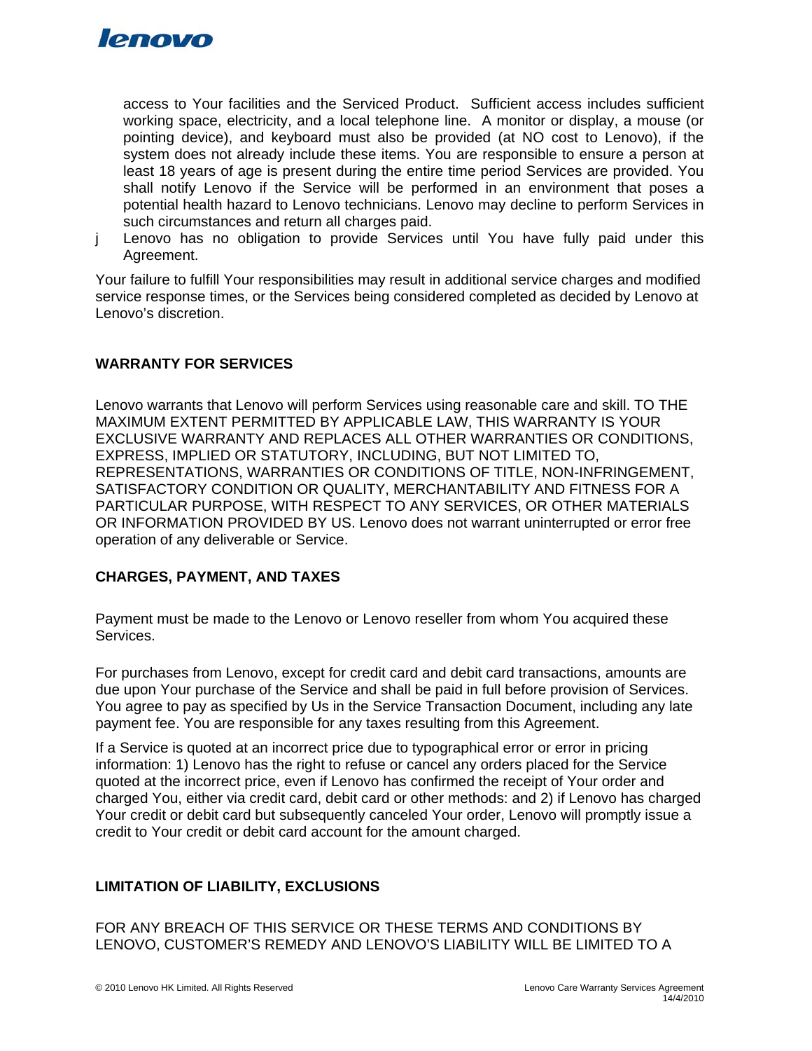access to Your facilities and the Serviced Product. Sufficient access includes sufficient working space, electricity, and a local telephone line. A monitor or display, a mouse (or pointing device), and keyboard must also be provided (at NO cost to Lenovo), if the system does not already include these items. You are responsible to ensure a person at least 18 years of age is present during the entire time period Services are provided. You shall notify Lenovo if the Service will be performed in an environment that poses a potential health hazard to Lenovo technicians. Lenovo may decline to perform Services in such circumstances and return all charges paid.

j Lenovo has no obligation to provide Services until You have fully paid under this Agreement.

Your failure to fulfill Your responsibilities may result in additional service charges and modified service response times, or the Services being considered completed as decided by Lenovo at Lenovo's discretion.

## WARRANTY FOR SERVICES

Lenovo warrants that Lenovo will perform Services using reasonable care and skill. TO THE MAXIMUM EXTENT PERMITTED BY APPLICABLE LAW, THIS WARRANTY IS YOUR EXCLUSIVE WARRANTY AND REPLACES ALL OTHER WARRANTIES OR CONDITIONS, EXPRESS, IMPLIED OR STATUTORY, INCLUDING, BUT NOT LIMITED TO, REPRESENTATIONS, WARRANTIES OR CONDITIONS OF TITLE, NON-INFRINGEMENT, SATISFACTORY CONDITION OR QUALITY, MERCHANTABILITY AND FITNESS FOR A PARTICULAR PURPOSE, WITH RESPECT TO ANY SERVICES, OR OTHER MATERIALS OR INFORMATION PROVIDED BY US. Lenovo does not warrant uninterrupted or error free operation of any deliverable or Service.

## CHARGES, PAYMENT, AND TAXES

Payment must be made to the Lenovo or Lenovo reseller from whom You acquired these Services.

For purchases from Lenovo, except for credit card and debit card transactions, amounts are due upon Your purchase of the Service and shall be paid in full before provision of Services. You agree to pay as specified by Us in the Service Transaction Document, including any late payment fee. You are responsible for any taxes resulting from this Agreement.

If a Service is quoted at an incorrect price due to typographical error or error in pricing information: 1) Lenovo has the right to refuse or cancel any orders placed for the Service quoted at the incorrect price, even if Lenovo has confirmed the receipt of Your order and charged You, either via credit card, debit card or other methods: and 2) if Lenovo has charged Your credit or debit card but subsequently canceled Your order, Lenovo will promptly issue a credit to Your credit or debit card account for the amount charged.

## LIMITATION OF LIABILITY, EXCLUSIONS

FOR ANY BREACH OF THIS SERVICE OR THESE TERMS AND CONDITIONS BY LENOVO, CUSTOMER'S REMEDY AND LENOVO'S LIABILITY WILL BE LIMITED TO A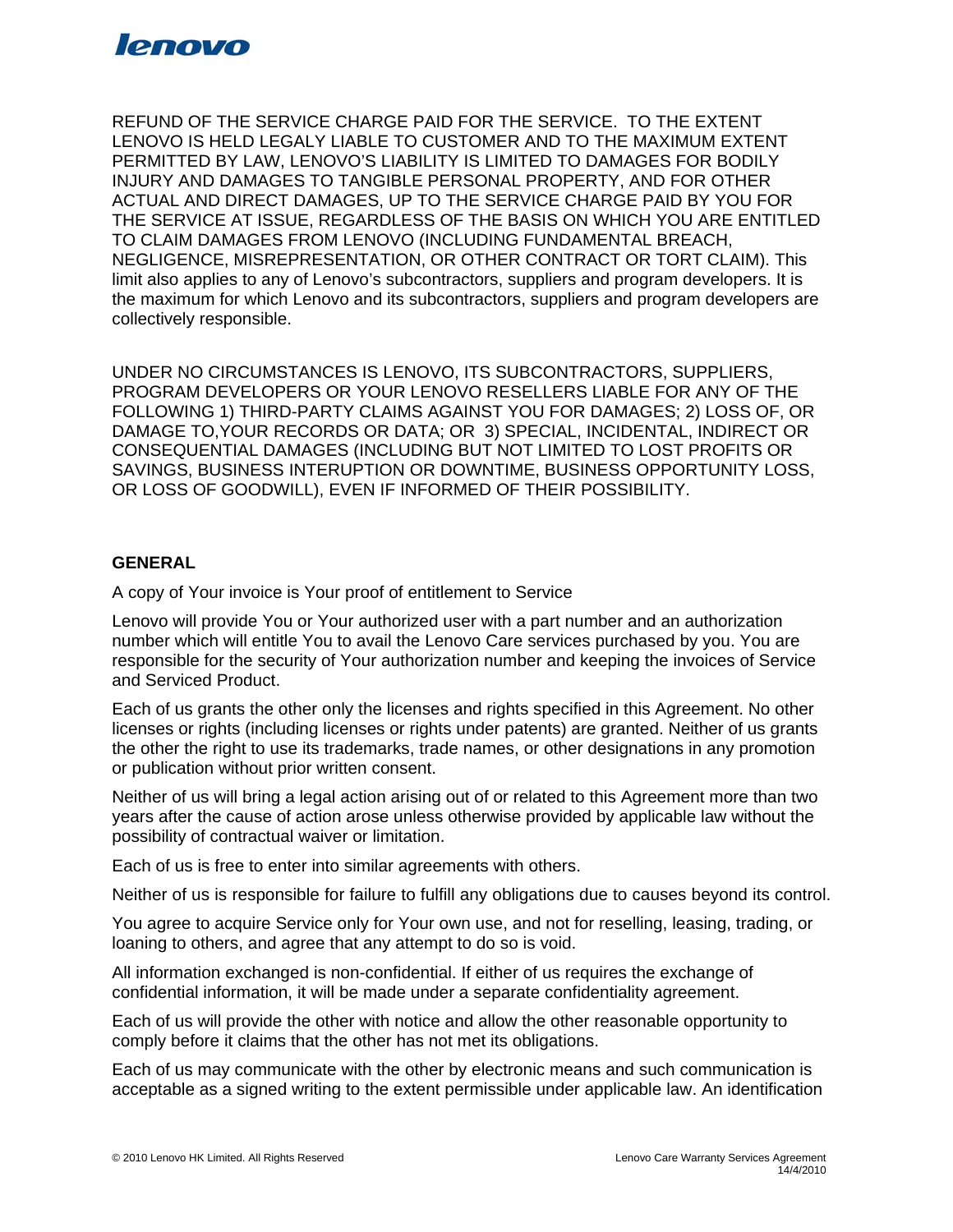REFUND OF THE SERVICE CHARGE PAID FOR THE SERVICE. TO THE EXTENT LENOVO IS HELD LEGALY LIABLE TO CUSTOMER AND TO THE MAXIMUM EXTENT PERMITTED BY LAW, LENOVO'S LIABILITY IS LIMITED TO DAMAGES FOR BODILY INJURY AND DAMAGES TO TANGIBLE PERSONAL PROPERTY, AND FOR OTHER ACTUAL AND DIRECT DAMAGES, UP TO THE SERVICE CHARGE PAID BY YOU FOR THE SERVICE AT ISSUE, REGARDLESS OF THE BASIS ON WHICH YOU ARE ENTITLED TO CLAIM DAMAGES FROM LENOVO (INCLUDING FUNDAMENTAL BREACH, NEGLIGENCE, MISREPRESENTATION, OR OTHER CONTRACT OR TORT CLAIM). This limit also applies to any of Lenovo's subcontractors, suppliers and program developers. It is the maximum for which Lenovo and its subcontractors, suppliers and program developers are collectively responsible.

UNDER NO CIRCUMSTANCES IS LENOVO, ITS SUBCONTRACTORS, SUPPLIERS, PROGRAM DEVELOPERS OR YOUR LENOVO RESELLERS LIABLE FOR ANY OF THE FOLLOWING 1) THIRD-PARTY CLAIMS AGAINST YOU FOR DAMAGES; 2) LOSS OF, OR DAMAGE TO,YOUR RECORDS OR DATA; OR 3) SPECIAL, INCIDENTAL, INDIRECT OR CONSEQUENTIAL DAMAGES (INCLUDING BUT NOT LIMITED TO LOST PROFITS OR SAVINGS, BUSINESS INTERUPTION OR DOWNTIME, BUSINESS OPPORTUNITY LOSS, OR LOSS OF GOODWILL), EVEN IF INFORMED OF THEIR POSSIBILITY.

**GENERAL**

A copy of Your invoice is Your proof of entitlement to Service

Lenovo will provide You or Your authorized user with a part number and an authorization number which will entitle You to avail the Lenovo Care services purchased by you. You are responsible for the security of Your authorization number and keeping the invoices of Service and Serviced Product.

Each of us grants the other only the licenses and rights specified in this Agreement. No other licenses or rights (including licenses or rights under patents) are granted. Neither of us grants the other the right to use its trademarks, trade names, or other designations in any promotion or publication without prior written consent.

Neither of us will bring a legal action arising out of or related to this Agreement more than two years after the cause of action arose unless otherwise provided by applicable law without the possibility of contractual waiver or limitation.

Each of us is free to enter into similar agreements with others.

Neither of us is responsible for failure to fulfill any obligations due to causes beyond its control.

You agree to acquire Service only for Your own use, and not for reselling, leasing, trading, or loaning to others, and agree that any attempt to do so is void.

All information exchanged is non-confidential. If either of us requires the exchange of confidential information, it will be made under a separate confidentiality agreement.

Each of us will provide the other with notice and allow the other reasonable opportunity to comply before it claims that the other has not met its obligations.

Each of us may communicate with the other by electronic means and such communication is acceptable as a signed writing to the extent permissible under applicable law. An identification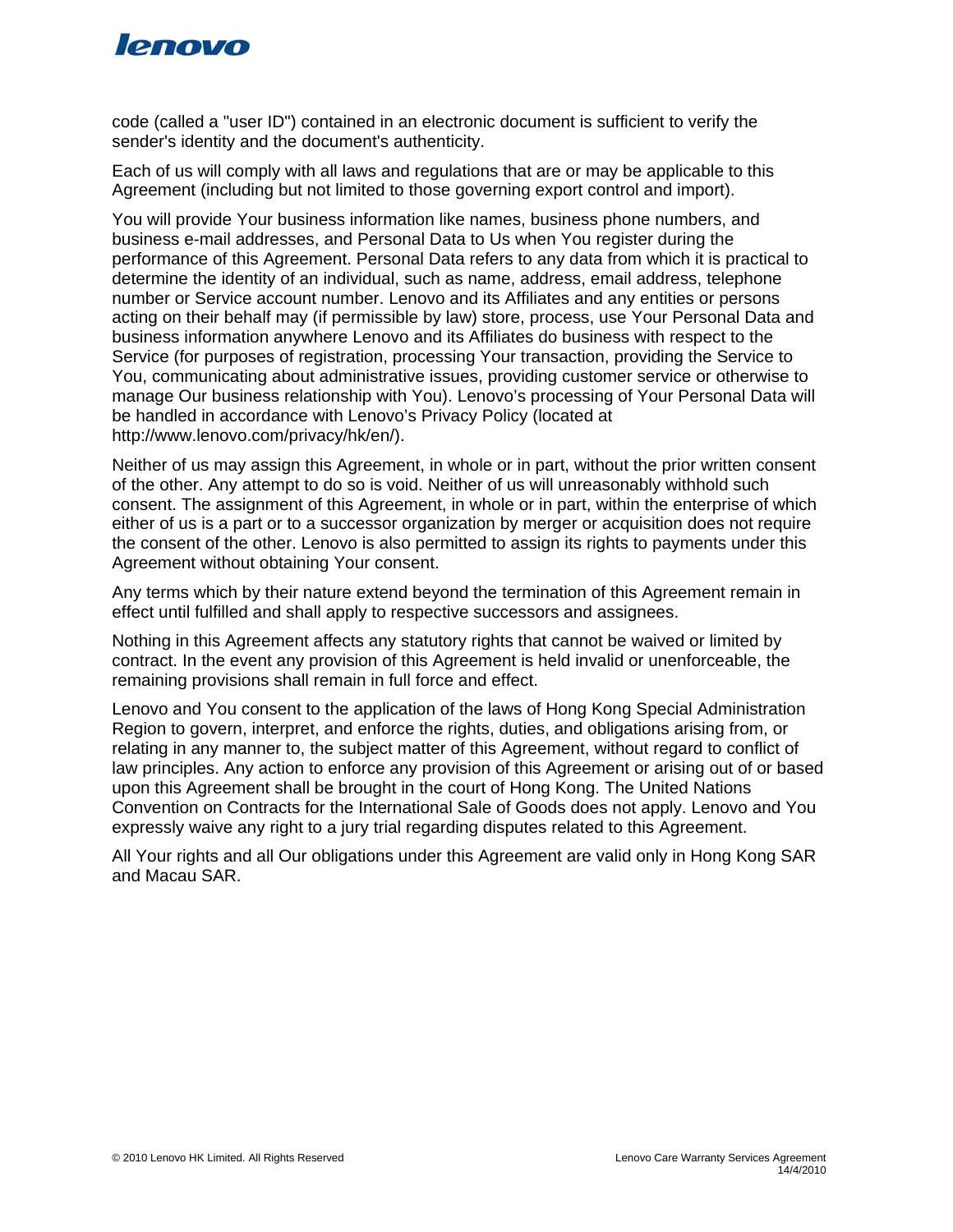code (called a "user ID") contained in an electronic document is sufficient to verify the sender's identity and the document's authenticity.

Each of us will comply with all laws and regulations that are or may be applicable to this Agreement (including but not limited to those governing export control and import).

You will provide Your business information like names, business phone numbers, and business e-mail addresses, and Personal Data to Us when You register during the performance of this Agreement. Personal Data refers to any data from which it is practical to determine the identity of an individual, such as name, address, email address, telephone number or Service account number. Lenovo and its Affiliates and any entities or persons acting on their behalf may (if permissible by law) store, process, use Your Personal Data and business information anywhere Lenovo and its Affiliates do business with respect to the Service (for purposes of registration, processing Your transaction, providing the Service to You, communicating about administrative issues, providing customer service or otherwise to manage Our business relationship with You). Lenovo's processing of Your Personal Data will be handled in accordance with Lenovo's Privacy Policy (located at http://www.lenovo.com/privacy/hk/en/).

Neither of us may assign this Agreement, in whole or in part, without the prior written consent of the other. Any attempt to do so is void. Neither of us will unreasonably withhold such consent. The assignment of this Agreement, in whole or in part, within the enterprise of which either of us is a part or to a successor organization by merger or acquisition does not require the consent of the other. Lenovo is also permitted to assign its rights to payments under this Agreement without obtaining Your consent.

Any terms which by their nature extend beyond the termination of this Agreement remain in effect until fulfilled and shall apply to respective successors and assignees.

Nothing in this Agreement affects any statutory rights that cannot be waived or limited by contract. In the event any provision of this Agreement is held invalid or unenforceable, the remaining provisions shall remain in full force and effect.

Lenovo and You consent to the application of the laws of Hong Kong Special Administration Region to govern, interpret, and enforce the rights, duties, and obligations arising from, or relating in any manner to, the subject matter of this Agreement, without regard to conflict of law principles. Any action to enforce any provision of this Agreement or arising out of or based upon this Agreement shall be brought in the court of Hong Kong. The United Nations Convention on Contracts for the International Sale of Goods does not apply. Lenovo and You expressly waive any right to a jury trial regarding disputes related to this Agreement.

All Your rights and all Our obligations under this Agreement are valid only in Hong Kong SAR and Macau SAR.